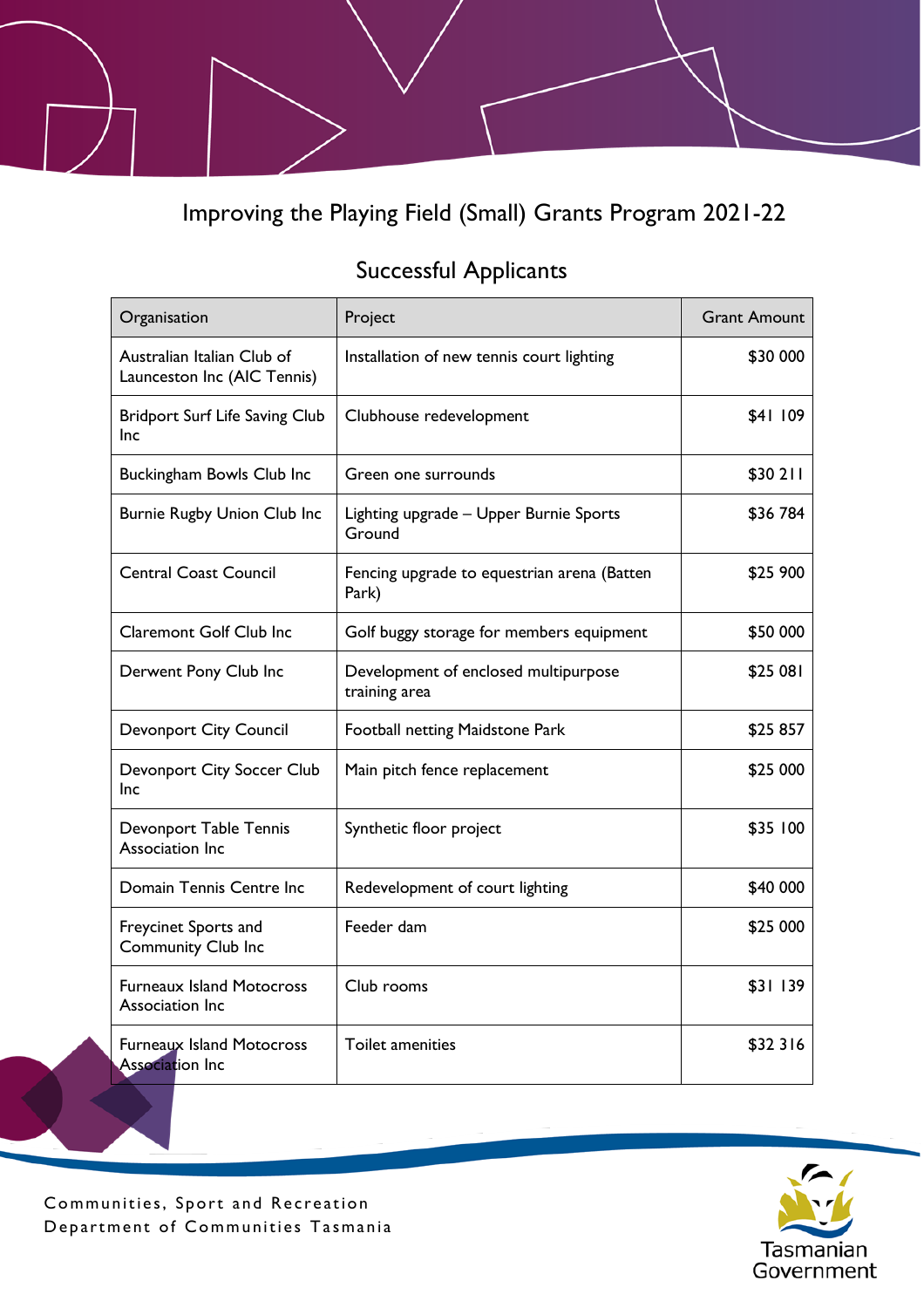# Improving the Playing Field (Small) Grants Program 2021-22

## Successful Applicants

| Organisation | Project | Grant Amount |
|---|---|---:|
| Australian Italian Club of Launceston Inc (AIC Tennis) | Installation of new tennis court lighting | $30 000 |
| Bridport Surf Life Saving Club Inc | Clubhouse redevelopment | $41 109 |
| Buckingham Bowls Club Inc | Green one surrounds | $30 211 |
| Burnie Rugby Union Club Inc | Lighting upgrade – Upper Burnie Sports Ground | $36 784 |
| Central Coast Council | Fencing upgrade to equestrian arena (Batten Park) | $25 900 |
| Claremont Golf Club Inc | Golf buggy storage for members equipment | $50 000 |
| Derwent Pony Club Inc | Development of enclosed multipurpose training area | $25 081 |
| Devonport City Council | Football netting Maidstone Park | $25 857 |
| Devonport City Soccer Club Inc | Main pitch fence replacement | $25 000 |
| Devonport Table Tennis Association Inc | Synthetic floor project | $35 100 |
| Domain Tennis Centre Inc | Redevelopment of court lighting | $40 000 |
| Freycinet Sports and Community Club Inc | Feeder dam | $25 000 |
| Furneaux Island Motocross Association Inc | Club rooms | $31 139 |
| Furneaux Island Motocross Association Inc | Toilet amenities | $32 316 |

Communities, Sport and Recreation
Department of Communities Tasmania

Tasmanian Government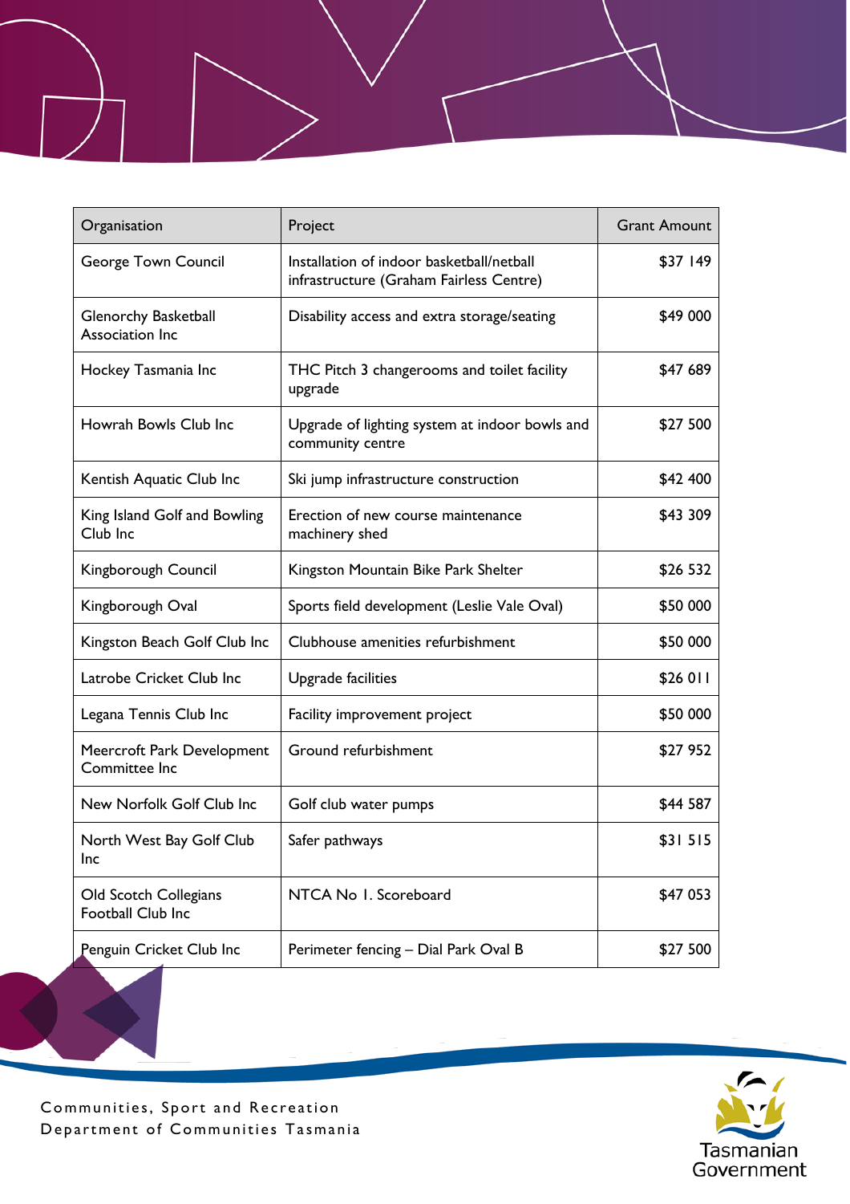| Organisation | Project | Grant Amount |
| --- | --- | --- |
| George Town Council | Installation of indoor basketball/netball infrastructure (Graham Fairless Centre) | $37 149 |
| Glenorchy Basketball Association Inc | Disability access and extra storage/seating | $49 000 |
| Hockey Tasmania Inc | THC Pitch 3 changerooms and toilet facility upgrade | $47 689 |
| Howrah Bowls Club Inc | Upgrade of lighting system at indoor bowls and community centre | $27 500 |
| Kentish Aquatic Club Inc | Ski jump infrastructure construction | $42 400 |
| King Island Golf and Bowling Club Inc | Erection of new course maintenance machinery shed | $43 309 |
| Kingborough Council | Kingston Mountain Bike Park Shelter | $26 532 |
| Kingborough Oval | Sports field development (Leslie Vale Oval) | $50 000 |
| Kingston Beach Golf Club Inc | Clubhouse amenities refurbishment | $50 000 |
| Latrobe Cricket Club Inc | Upgrade facilities | $26 011 |
| Legana Tennis Club Inc | Facility improvement project | $50 000 |
| Meercroft Park Development Committee Inc | Ground refurbishment | $27 952 |
| New Norfolk Golf Club Inc | Golf club water pumps | $44 587 |
| North West Bay Golf Club Inc | Safer pathways | $31 515 |
| Old Scotch Collegians Football Club Inc | NTCA No 1. Scoreboard | $47 053 |
| Penguin Cricket Club Inc | Perimeter fencing – Dial Park Oval B | $27 500 |

Communities, Sport and Recreation
Department of Communities Tasmania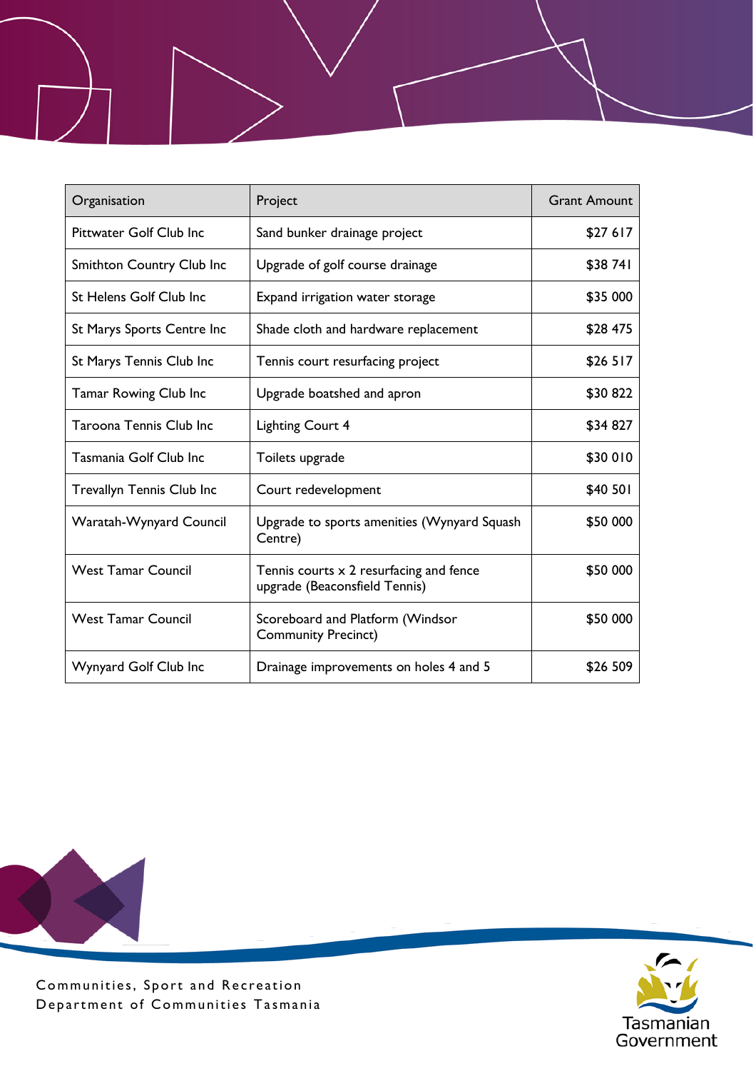| Organisation | Project | Grant Amount |
|---|---|---|
| Pittwater Golf Club Inc | Sand bunker drainage project | $27 617 |
| Smithton Country Club Inc | Upgrade of golf course drainage | $38 741 |
| St Helens Golf Club Inc | Expand irrigation water storage | $35 000 |
| St Marys Sports Centre Inc | Shade cloth and hardware replacement | $28 475 |
| St Marys Tennis Club Inc | Tennis court resurfacing project | $26 517 |
| Tamar Rowing Club Inc | Upgrade boatshed and apron | $30 822 |
| Taroona Tennis Club Inc | Lighting Court 4 | $34 827 |
| Tasmania Golf Club Inc | Toilets upgrade | $30 010 |
| Trevallyn Tennis Club Inc | Court redevelopment | $40 501 |
| Waratah-Wynyard Council | Upgrade to sports amenities (Wynyard Squash Centre) | $50 000 |
| West Tamar Council | Tennis courts x 2 resurfacing and fence upgrade (Beaconsfield Tennis) | $50 000 |
| West Tamar Council | Scoreboard and Platform (Windsor Community Precinct) | $50 000 |
| Wynyard Golf Club Inc | Drainage improvements on holes 4 and 5 | $26 509 |

Communities, Sport and Recreation
Department of Communities Tasmania

Tasmanian Government